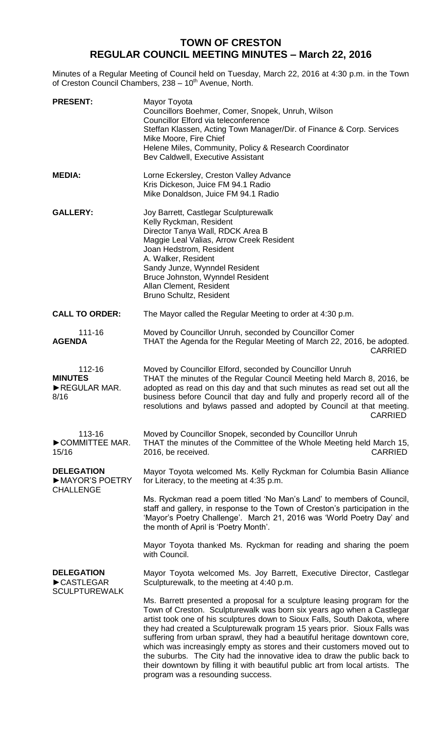# TOWN OF CRESTON
# REGULAR COUNCIL MEETING MINUTES – March 22, 2016

Minutes of a Regular Meeting of Council held on Tuesday, March 22, 2016 at 4:30 p.m. in the Town of Creston Council Chambers, 238 – 10th Avenue, North.

**PRESENT:**
Mayor Toyota
Councillors Boehmer, Comer, Snopek, Unruh, Wilson
Councillor Elford via teleconference
Steffan Klassen, Acting Town Manager/Dir. of Finance & Corp. Services
Mike Moore, Fire Chief
Helene Miles, Community, Policy & Research Coordinator
Bev Caldwell, Executive Assistant

**MEDIA:**
Lorne Eckersley, Creston Valley Advance
Kris Dickeson, Juice FM 94.1 Radio
Mike Donaldson, Juice FM 94.1 Radio

**GALLERY:**
Joy Barrett, Castlegar Sculpturewalk
Kelly Ryckman, Resident
Director Tanya Wall, RDCK Area B
Maggie Leal Valias, Arrow Creek Resident
Joan Hedstrom, Resident
A. Walker, Resident
Sandy Junze, Wynndel Resident
Bruce Johnston, Wynndel Resident
Allan Clement, Resident
Bruno Schultz, Resident

**CALL TO ORDER:**
The Mayor called the Regular Meeting to order at 4:30 p.m.

**111-16 AGENDA**
Moved by Councillor Unruh, seconded by Councillor Comer
THAT the Agenda for the Regular Meeting of March 22, 2016, be adopted.
CARRIED

**112-16 MINUTES ►REGULAR MAR. 8/16**
Moved by Councillor Elford, seconded by Councillor Unruh
THAT the minutes of the Regular Council Meeting held March 8, 2016, be adopted as read on this day and that such minutes as read set out all the business before Council that day and fully and properly record all of the resolutions and bylaws passed and adopted by Council at that meeting.
CARRIED

**113-16 ►COMMITTEE MAR. 15/16**
Moved by Councillor Snopek, seconded by Councillor Unruh
THAT the minutes of the Committee of the Whole Meeting held March 15, 2016, be received.
CARRIED

**DELEGATION ►MAYOR'S POETRY CHALLENGE**
Mayor Toyota welcomed Ms. Kelly Ryckman for Columbia Basin Alliance for Literacy, to the meeting at 4:35 p.m.

Ms. Ryckman read a poem titled 'No Man's Land' to members of Council, staff and gallery, in response to the Town of Creston's participation in the 'Mayor's Poetry Challenge'. March 21, 2016 was 'World Poetry Day' and the month of April is 'Poetry Month'.

Mayor Toyota thanked Ms. Ryckman for reading and sharing the poem with Council.

**DELEGATION ►CASTLEGAR SCULPTUREWALK**
Mayor Toyota welcomed Ms. Joy Barrett, Executive Director, Castlegar Sculpturewalk, to the meeting at 4:40 p.m.

Ms. Barrett presented a proposal for a sculpture leasing program for the Town of Creston. Sculpturewalk was born six years ago when a Castlegar artist took one of his sculptures down to Sioux Falls, South Dakota, where they had created a Sculpturewalk program 15 years prior. Sioux Falls was suffering from urban sprawl, they had a beautiful heritage downtown core, which was increasingly empty as stores and their customers moved out to the suburbs. The City had the innovative idea to draw the public back to their downtown by filling it with beautiful public art from local artists. The program was a resounding success.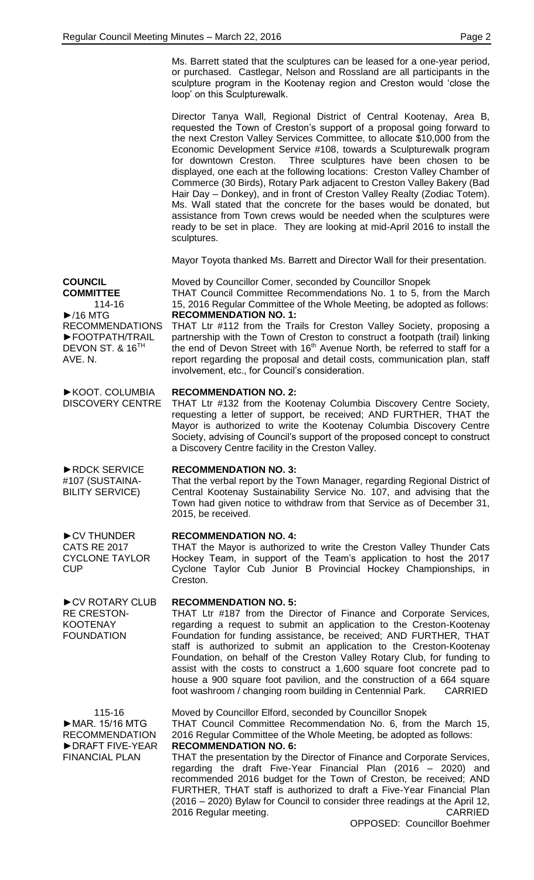Ms. Barrett stated that the sculptures can be leased for a one-year period, or purchased. Castlegar, Nelson and Rossland are all participants in the sculpture program in the Kootenay region and Creston would 'close the loop' on this Sculpturewalk.

Director Tanya Wall, Regional District of Central Kootenay, Area B, requested the Town of Creston's support of a proposal going forward to the next Creston Valley Services Committee, to allocate $10,000 from the Economic Development Service #108, towards a Sculpturewalk program for downtown Creston. Three sculptures have been chosen to be displayed, one each at the following locations: Creston Valley Chamber of Commerce (30 Birds), Rotary Park adjacent to Creston Valley Bakery (Bad Hair Day – Donkey), and in front of Creston Valley Realty (Zodiac Totem). Ms. Wall stated that the concrete for the bases would be donated, but assistance from Town crews would be needed when the sculptures were ready to be set in place. They are looking at mid-April 2016 to install the sculptures.

Mayor Toyota thanked Ms. Barrett and Director Wall for their presentation.

**COUNCIL COMMITTEE**
114-16
►/16 MTG RECOMMENDATIONS
►FOOTPATH/TRAIL DEVON ST. & 16TH AVE. N.

Moved by Councillor Comer, seconded by Councillor Snopek
THAT Council Committee Recommendations No. 1 to 5, from the March 15, 2016 Regular Committee of the Whole Meeting, be adopted as follows:

**RECOMMENDATION NO. 1:**
THAT Ltr #112 from the Trails for Creston Valley Society, proposing a partnership with the Town of Creston to construct a footpath (trail) linking the end of Devon Street with 16th Avenue North, be referred to staff for a report regarding the proposal and detail costs, communication plan, staff involvement, etc., for Council's consideration.

►KOOT. COLUMBIA DISCOVERY CENTRE

**RECOMMENDATION NO. 2:**
THAT Ltr #132 from the Kootenay Columbia Discovery Centre Society, requesting a letter of support, be received; AND FURTHER, THAT the Mayor is authorized to write the Kootenay Columbia Discovery Centre Society, advising of Council's support of the proposed concept to construct a Discovery Centre facility in the Creston Valley.

►RDCK SERVICE #107 (SUSTAINABILITY SERVICE)

**RECOMMENDATION NO. 3:**
That the verbal report by the Town Manager, regarding Regional District of Central Kootenay Sustainability Service No. 107, and advising that the Town had given notice to withdraw from that Service as of December 31, 2015, be received.

►CV THUNDER CATS RE 2017 CYCLONE TAYLOR CUP

**RECOMMENDATION NO. 4:**
THAT the Mayor is authorized to write the Creston Valley Thunder Cats Hockey Team, in support of the Team's application to host the 2017 Cyclone Taylor Cub Junior B Provincial Hockey Championships, in Creston.

►CV ROTARY CLUB RE CRESTON-KOOTENAY FOUNDATION

**RECOMMENDATION NO. 5:**
THAT Ltr #187 from the Director of Finance and Corporate Services, regarding a request to submit an application to the Creston-Kootenay Foundation for funding assistance, be received; AND FURTHER, THAT staff is authorized to submit an application to the Creston-Kootenay Foundation, on behalf of the Creston Valley Rotary Club, for funding to assist with the costs to construct a 1,600 square foot concrete pad to house a 900 square foot pavilion, and the construction of a 664 square foot washroom / changing room building in Centennial Park. CARRIED

115-16
►MAR. 15/16 MTG RECOMMENDATION
►DRAFT FIVE-YEAR FINANCIAL PLAN

Moved by Councillor Elford, seconded by Councillor Snopek
THAT Council Committee Recommendation No. 6, from the March 15, 2016 Regular Committee of the Whole Meeting, be adopted as follows:

**RECOMMENDATION NO. 6:**
THAT the presentation by the Director of Finance and Corporate Services, regarding the draft Five-Year Financial Plan (2016 – 2020) and recommended 2016 budget for the Town of Creston, be received; AND FURTHER, THAT staff is authorized to draft a Five-Year Financial Plan (2016 – 2020) Bylaw for Council to consider three readings at the April 12, 2016 Regular meeting. CARRIED

OPPOSED: Councillor Boehmer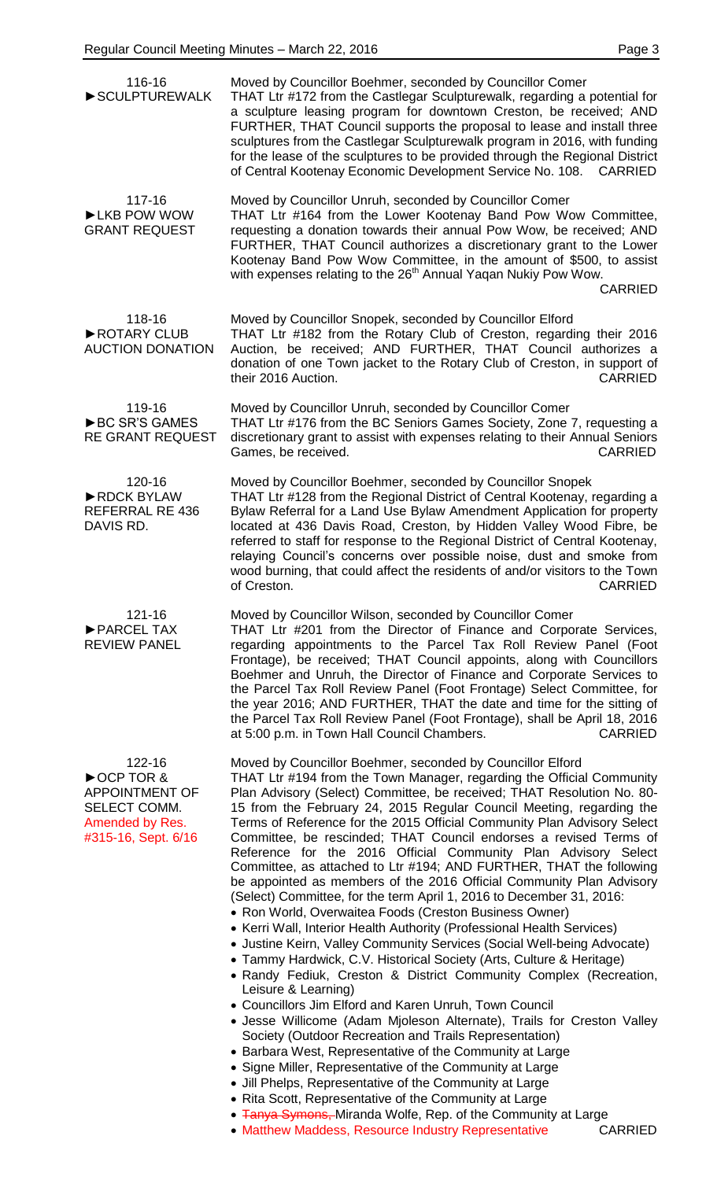**116-16**
**►SCULPTUREWALK**

Moved by Councillor Boehmer, seconded by Councillor Comer
THAT Ltr #172 from the Castlegar Sculpturewalk, regarding a potential for a sculpture leasing program for downtown Creston, be received; AND FURTHER, THAT Council supports the proposal to lease and install three sculptures from the Castlegar Sculpturewalk program in 2016, with funding for the lease of the sculptures to be provided through the Regional District of Central Kootenay Economic Development Service No. 108. CARRIED

**117-16**
**►LKB POW WOW GRANT REQUEST**

Moved by Councillor Unruh, seconded by Councillor Comer
THAT Ltr #164 from the Lower Kootenay Band Pow Wow Committee, requesting a donation towards their annual Pow Wow, be received; AND FURTHER, THAT Council authorizes a discretionary grant to the Lower Kootenay Band Pow Wow Committee, in the amount of $500, to assist with expenses relating to the 26th Annual Yaqan Nukiy Pow Wow.
CARRIED

**118-16**
**►ROTARY CLUB AUCTION DONATION**

Moved by Councillor Snopek, seconded by Councillor Elford
THAT Ltr #182 from the Rotary Club of Creston, regarding their 2016 Auction, be received; AND FURTHER, THAT Council authorizes a donation of one Town jacket to the Rotary Club of Creston, in support of their 2016 Auction. CARRIED

**119-16**
**►BC SR'S GAMES RE GRANT REQUEST**

Moved by Councillor Unruh, seconded by Councillor Comer
THAT Ltr #176 from the BC Seniors Games Society, Zone 7, requesting a discretionary grant to assist with expenses relating to their Annual Seniors Games, be received. CARRIED

**120-16**
**►RDCK BYLAW REFERRAL RE 436 DAVIS RD.**

Moved by Councillor Boehmer, seconded by Councillor Snopek
THAT Ltr #128 from the Regional District of Central Kootenay, regarding a Bylaw Referral for a Land Use Bylaw Amendment Application for property located at 436 Davis Road, Creston, by Hidden Valley Wood Fibre, be referred to staff for response to the Regional District of Central Kootenay, relaying Council's concerns over possible noise, dust and smoke from wood burning, that could affect the residents of and/or visitors to the Town of Creston. CARRIED

**121-16**
**►PARCEL TAX REVIEW PANEL**

Moved by Councillor Wilson, seconded by Councillor Comer
THAT Ltr #201 from the Director of Finance and Corporate Services, regarding appointments to the Parcel Tax Roll Review Panel (Foot Frontage), be received; THAT Council appoints, along with Councillors Boehmer and Unruh, the Director of Finance and Corporate Services to the Parcel Tax Roll Review Panel (Foot Frontage) Select Committee, for the year 2016; AND FURTHER, THAT the date and time for the sitting of the Parcel Tax Roll Review Panel (Foot Frontage), shall be April 18, 2016 at 5:00 p.m. in Town Hall Council Chambers. CARRIED

**122-16**
**►OCP TOR & APPOINTMENT OF SELECT COMM.**
Amended by Res. #315-16, Sept. 6/16

Moved by Councillor Boehmer, seconded by Councillor Elford
THAT Ltr #194 from the Town Manager, regarding the Official Community Plan Advisory (Select) Committee, be received; THAT Resolution No. 80-15 from the February 24, 2015 Regular Council Meeting, regarding the Terms of Reference for the 2015 Official Community Plan Advisory Select Committee, be rescinded; THAT Council endorses a revised Terms of Reference for the 2016 Official Community Plan Advisory Select Committee, as attached to Ltr #194; AND FURTHER, THAT the following be appointed as members of the 2016 Official Community Plan Advisory (Select) Committee, for the term April 1, 2016 to December 31, 2016:

- Ron World, Overwaitea Foods (Creston Business Owner)
- Kerri Wall, Interior Health Authority (Professional Health Services)
- Justine Keirn, Valley Community Services (Social Well-being Advocate)
- Tammy Hardwick, C.V. Historical Society (Arts, Culture & Heritage)
- Randy Fediuk, Creston & District Community Complex (Recreation, Leisure & Learning)
- Councillors Jim Elford and Karen Unruh, Town Council
- Jesse Willicome (Adam Mjoleson Alternate), Trails for Creston Valley Society (Outdoor Recreation and Trails Representation)
- Barbara West, Representative of the Community at Large
- Signe Miller, Representative of the Community at Large
- Jill Phelps, Representative of the Community at Large
- Rita Scott, Representative of the Community at Large
- ~~Tanya Symons,~~ Miranda Wolfe, Rep. of the Community at Large
- Matthew Maddess, Resource Industry Representative CARRIED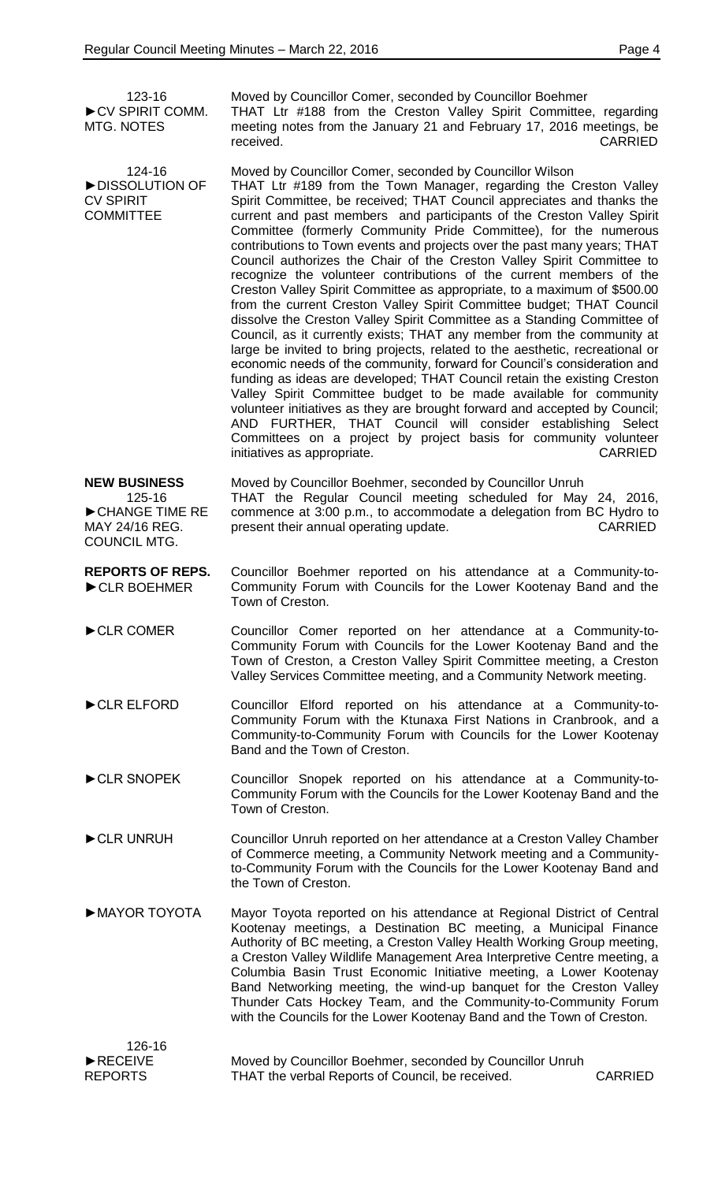123-16
►CV SPIRIT COMM. MTG. NOTES

Moved by Councillor Comer, seconded by Councillor Boehmer
THAT Ltr #188 from the Creston Valley Spirit Committee, regarding meeting notes from the January 21 and February 17, 2016 meetings, be received. CARRIED

124-16
►DISSOLUTION OF CV SPIRIT COMMITTEE

Moved by Councillor Comer, seconded by Councillor Wilson
THAT Ltr #189 from the Town Manager, regarding the Creston Valley Spirit Committee, be received; THAT Council appreciates and thanks the current and past members and participants of the Creston Valley Spirit Committee (formerly Community Pride Committee), for the numerous contributions to Town events and projects over the past many years; THAT Council authorizes the Chair of the Creston Valley Spirit Committee to recognize the volunteer contributions of the current members of the Creston Valley Spirit Committee as appropriate, to a maximum of $500.00 from the current Creston Valley Spirit Committee budget; THAT Council dissolve the Creston Valley Spirit Committee as a Standing Committee of Council, as it currently exists; THAT any member from the community at large be invited to bring projects, related to the aesthetic, recreational or economic needs of the community, forward for Council's consideration and funding as ideas are developed; THAT Council retain the existing Creston Valley Spirit Committee budget to be made available for community volunteer initiatives as they are brought forward and accepted by Council; AND FURTHER, THAT Council will consider establishing Select Committees on a project by project basis for community volunteer initiatives as appropriate. CARRIED

**NEW BUSINESS**

125-16
►CHANGE TIME RE MAY 24/16 REG. COUNCIL MTG.

Moved by Councillor Boehmer, seconded by Councillor Unruh
THAT the Regular Council meeting scheduled for May 24, 2016, commence at 3:00 p.m., to accommodate a delegation from BC Hydro to present their annual operating update. CARRIED

**REPORTS OF REPS.**

►CLR BOEHMER

Councillor Boehmer reported on his attendance at a Community-to-Community Forum with Councils for the Lower Kootenay Band and the Town of Creston.

►CLR COMER

Councillor Comer reported on her attendance at a Community-to-Community Forum with Councils for the Lower Kootenay Band and the Town of Creston, a Creston Valley Spirit Committee meeting, a Creston Valley Services Committee meeting, and a Community Network meeting.

►CLR ELFORD

Councillor Elford reported on his attendance at a Community-to-Community Forum with the Ktunaxa First Nations in Cranbrook, and a Community-to-Community Forum with Councils for the Lower Kootenay Band and the Town of Creston.

►CLR SNOPEK

Councillor Snopek reported on his attendance at a Community-to-Community Forum with the Councils for the Lower Kootenay Band and the Town of Creston.

►CLR UNRUH

Councillor Unruh reported on her attendance at a Creston Valley Chamber of Commerce meeting, a Community Network meeting and a Community-to-Community Forum with the Councils for the Lower Kootenay Band and the Town of Creston.

►MAYOR TOYOTA

Mayor Toyota reported on his attendance at Regional District of Central Kootenay meetings, a Destination BC meeting, a Municipal Finance Authority of BC meeting, a Creston Valley Health Working Group meeting, a Creston Valley Wildlife Management Area Interpretive Centre meeting, a Columbia Basin Trust Economic Initiative meeting, a Lower Kootenay Band Networking meeting, the wind-up banquet for the Creston Valley Thunder Cats Hockey Team, and the Community-to-Community Forum with the Councils for the Lower Kootenay Band and the Town of Creston.

126-16
►RECEIVE REPORTS

Moved by Councillor Boehmer, seconded by Councillor Unruh
THAT the verbal Reports of Council, be received. CARRIED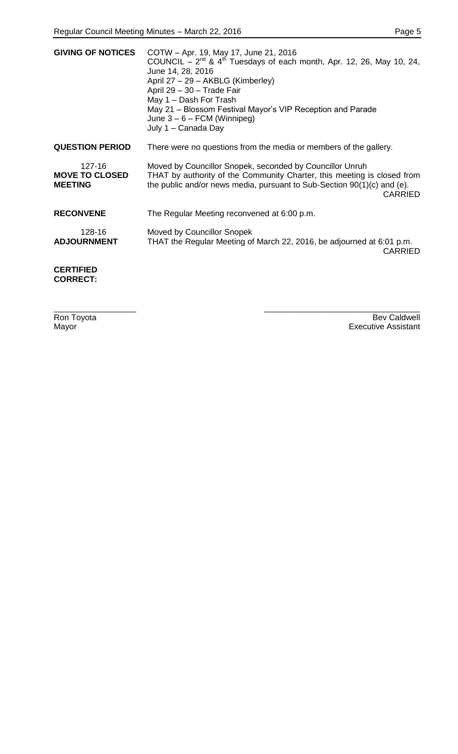**GIVING OF NOTICES**

COTW – Apr. 19, May 17, June 21, 2016
COUNCIL – 2nd & 4th Tuesdays of each month, Apr. 12, 26, May 10, 24, June 14, 28, 2016
April 27 – 29 – AKBLG (Kimberley)
April 29 – 30 – Trade Fair
May 1 – Dash For Trash
May 21 – Blossom Festival Mayor's VIP Reception and Parade
June 3 – 6 – FCM (Winnipeg)
July 1 – Canada Day

**QUESTION PERIOD**

There were no questions from the media or members of the gallery.

127-16
**MOVE TO CLOSED MEETING**

Moved by Councillor Snopek, seconded by Councillor Unruh
THAT by authority of the Community Charter, this meeting is closed from the public and/or news media, pursuant to Sub-Section 90(1)(c) and (e).
CARRIED

**RECONVENE**

The Regular Meeting reconvened at 6:00 p.m.

128-16
**ADJOURNMENT**

Moved by Councillor Snopek
THAT the Regular Meeting of March 22, 2016, be adjourned at 6:01 p.m.
CARRIED

**CERTIFIED CORRECT:**

\_\_\_\_\_\_\_\_\_\_\_\_\_\_\_\_\_\_
Ron Toyota
Mayor

\_\_\_\_\_\_\_\_\_\_\_\_\_\_\_\_\_\_\_\_\_\_\_\_\_\_\_\_\_\_\_\_\_\_
Bev Caldwell
Executive Assistant